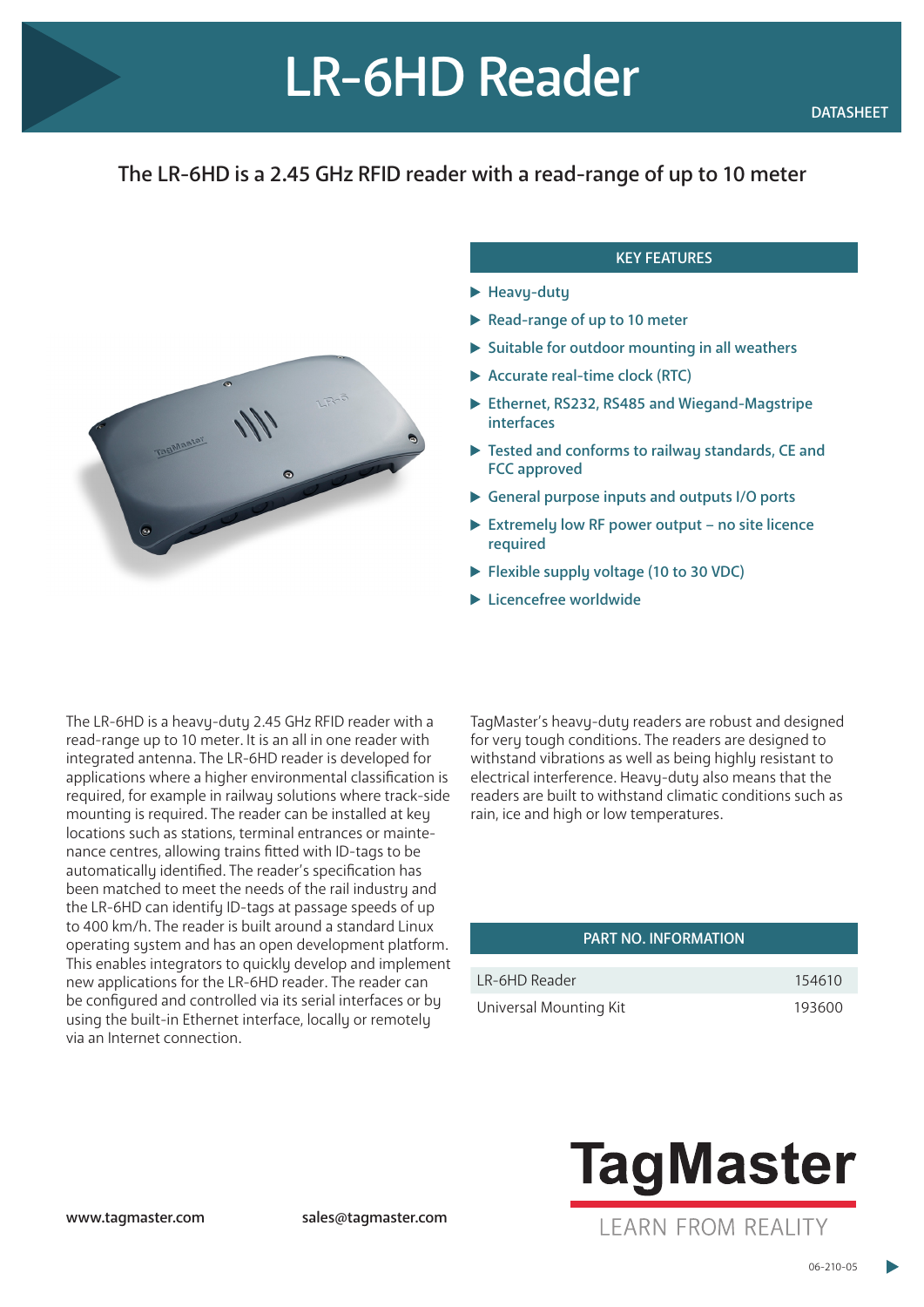# LR-6HD Reader

DATASHEET

## The LR-6HD is a 2.45 GHz RFID reader with a read-range of up to 10 meter

### KEY FEATURES

- Heavy-duty
- Read-range of up to 10 meter
- Suitable for outdoor mounting in all weathers
- Accurate real-time clock (RTC)
- Ethernet, RS232, RS485 and Wiegand-Magstripe interfaces
- Tested and conforms to railway standards, CE and FCC approved
- General purpose inputs and outputs I/O ports
- Extremely low RF power output – no site licence required
- Flexible supply voltage (10 to 30 VDC)
- Licencefree worldwide

The LR-6HD is a heavy-duty 2.45 GHz RFID reader with a read-range up to 10 meter. It is an all in one reader with integrated antenna. The LR-6HD reader is developed for applications where a higher environmental classification is required, for example in railway solutions where track-side mounting is required. The reader can be installed at key locations such as stations, terminal entrances or maintenance centres, allowing trains fitted with ID-tags to be automatically identified. The reader's specification has been matched to meet the needs of the rail industry and the LR-6HD can identify ID-tags at passage speeds of up to 400 km/h. The reader is built around a standard Linux operating system and has an open development platform. This enables integrators to quickly develop and implement new applications for the LR-6HD reader. The reader can be configured and controlled via its serial interfaces or by using the built-in Ethernet interface, locally or remotely via an Internet connection.

TagMaster's heavy-duty readers are robust and designed for very tough conditions. The readers are designed to withstand vibrations as well as being highly resistant to electrical interference. Heavy-duty also means that the readers are built to withstand climatic conditions such as rain, ice and high or low temperatures.

### PART NO. INFORMATION

| | |
|---|---|
| LR-6HD Reader | 154610 |
| Universal Mounting Kit | 193600 |

www.tagmaster.com    sales@tagmaster.com

**TagMaster**

LEARN FROM REALITY

06-210-05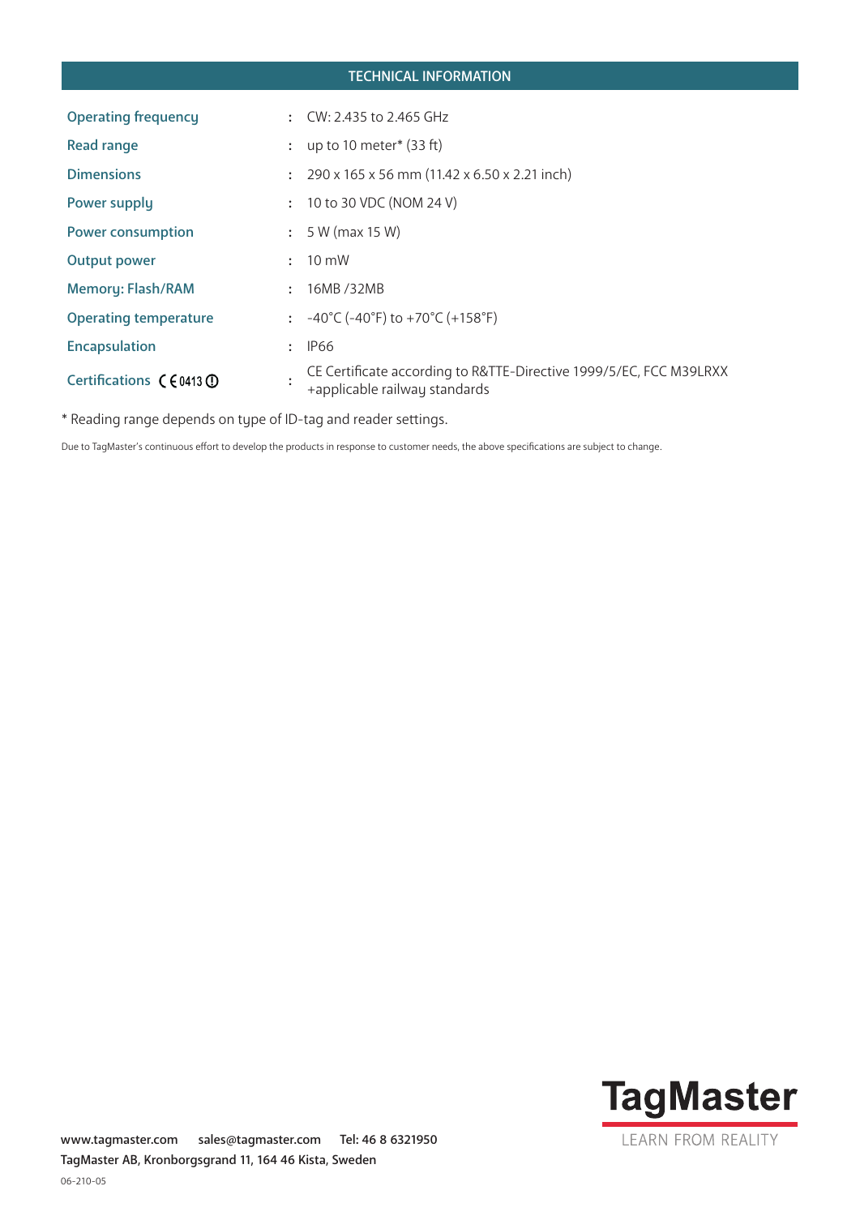## TECHNICAL INFORMATION

| | |
|---|---|
| Operating frequency | CW: 2.435 to 2.465 GHz |
| Read range | up to 10 meter* (33 ft) |
| Dimensions | 290 x 165 x 56 mm (11.42 x 6.50 x 2.21 inch) |
| Power supply | 10 to 30 VDC (NOM 24 V) |
| Power consumption | 5 W (max 15 W) |
| Output power | 10 mW |
| Memory: Flash/RAM | 16MB /32MB |
| Operating temperature | -40°C (-40°F) to +70°C (+158°F) |
| Encapsulation | IP66 |
| Certifications CE 0413 ⓘ | CE Certificate according to R&TTE-Directive 1999/5/EC, FCC M39LRXX +applicable railway standards |

* Reading range depends on type of ID-tag and reader settings.

Due to TagMaster's continuous effort to develop the products in response to customer needs, the above specifications are subject to change.

**TagMaster**

LEARN FROM REALITY

**www.tagmaster.com sales@tagmaster.com Tel: 46 8 6321950**
**TagMaster AB, Kronborgsgrand 11, 164 46 Kista, Sweden**

06-210-05